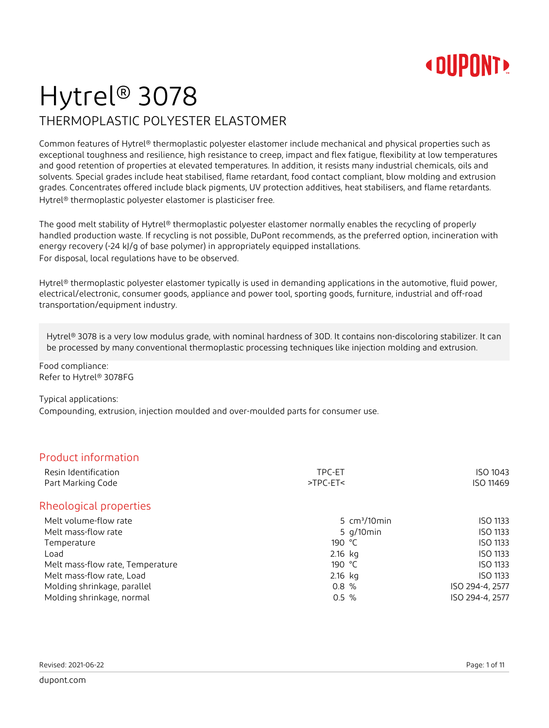# Hytrel® 3078

## THERMOPLASTIC POLYESTER ELASTOMER

Common features of Hytrel® thermoplastic polyester elastomer include mechanical and physical properties such as exceptional toughness and resilience, high resistance to creep, impact and flex fatigue, flexibility at low temperatures and good retention of properties at elevated temperatures. In addition, it resists many industrial chemicals, oils and solvents. Special grades include heat stabilised, flame retardant, food contact compliant, blow molding and extrusion grades. Concentrates offered include black pigments, UV protection additives, heat stabilisers, and flame retardants.
Hytrel® thermoplastic polyester elastomer is plasticiser free.

The good melt stability of Hytrel® thermoplastic polyester elastomer normally enables the recycling of properly handled production waste. If recycling is not possible, DuPont recommends, as the preferred option, incineration with energy recovery (-24 kJ/g of base polymer) in appropriately equipped installations.
For disposal, local regulations have to be observed.

Hytrel® thermoplastic polyester elastomer typically is used in demanding applications in the automotive, fluid power, electrical/electronic, consumer goods, appliance and power tool, sporting goods, furniture, industrial and off-road transportation/equipment industry.

Hytrel® 3078 is a very low modulus grade, with nominal hardness of 30D. It contains non-discoloring stabilizer. It can be processed by many conventional thermoplastic processing techniques like injection molding and extrusion.

Food compliance:
Refer to Hytrel® 3078FG

Typical applications:
Compounding, extrusion, injection moulded and over-moulded parts for consumer use.

## Product information

| Property | Value | Unit | Test Standard |
|---|---|---|---|
| Resin Identification | TPC-ET | | ISO 1043 |
| Part Marking Code | >TPC-ET< | | ISO 11469 |

## Rheological properties

| Property | Value | Unit | Test Standard |
|---|---|---|---|
| Melt volume-flow rate | 5 | $cm^3$/10min | ISO 1133 |
| Melt mass-flow rate | 5 | g/10min | ISO 1133 |
| Temperature | 190 | °C | ISO 1133 |
| Load | 2.16 | kg | ISO 1133 |
| Melt mass-flow rate, Temperature | 190 | °C | ISO 1133 |
| Melt mass-flow rate, Load | 2.16 | kg | ISO 1133 |
| Molding shrinkage, parallel | 0.8 | % | ISO 294-4, 2577 |
| Molding shrinkage, normal | 0.5 | % | ISO 294-4, 2577 |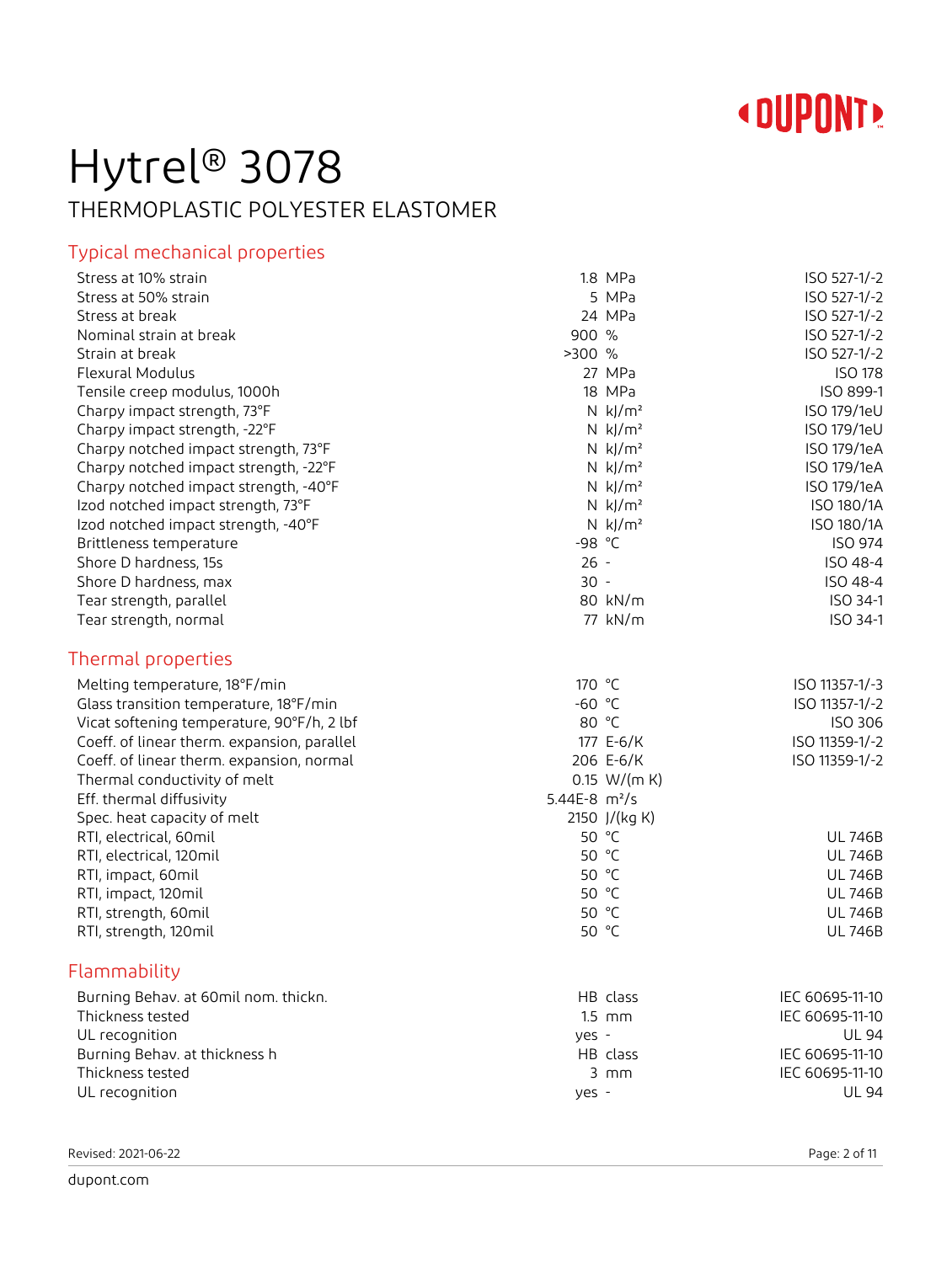# Hytrel® 3078

## THERMOPLASTIC POLYESTER ELASTOMER

### Typical mechanical properties

| Property | Value | Unit | Test Standard |
|---|---|---|---|
| Stress at 10% strain | 1.8 | MPa | ISO 527-1/-2 |
| Stress at 50% strain | 5 | MPa | ISO 527-1/-2 |
| Stress at break | 24 | MPa | ISO 527-1/-2 |
| Nominal strain at break | 900 | % | ISO 527-1/-2 |
| Strain at break | >300 | % | ISO 527-1/-2 |
| Flexural Modulus | 27 | MPa | ISO 178 |
| Tensile creep modulus, 1000h | 18 | MPa | ISO 899-1 |
| Charpy impact strength, 73°F | N | kJ/m² | ISO 179/1eU |
| Charpy impact strength, -22°F | N | kJ/m² | ISO 179/1eU |
| Charpy notched impact strength, 73°F | N | kJ/m² | ISO 179/1eA |
| Charpy notched impact strength, -22°F | N | kJ/m² | ISO 179/1eA |
| Charpy notched impact strength, -40°F | N | kJ/m² | ISO 179/1eA |
| Izod notched impact strength, 73°F | N | kJ/m² | ISO 180/1A |
| Izod notched impact strength, -40°F | N | kJ/m² | ISO 180/1A |
| Brittleness temperature | -98 | °C | ISO 974 |
| Shore D hardness, 15s | 26 | - | ISO 48-4 |
| Shore D hardness, max | 30 | - | ISO 48-4 |
| Tear strength, parallel | 80 | kN/m | ISO 34-1 |
| Tear strength, normal | 77 | kN/m | ISO 34-1 |

### Thermal properties

| Property | Value | Unit | Test Standard |
|---|---|---|---|
| Melting temperature, 18°F/min | 170 | °C | ISO 11357-1/-3 |
| Glass transition temperature, 18°F/min | -60 | °C | ISO 11357-1/-2 |
| Vicat softening temperature, 90°F/h, 2 lbf | 80 | °C | ISO 306 |
| Coeff. of linear therm. expansion, parallel | 177 | E-6/K | ISO 11359-1/-2 |
| Coeff. of linear therm. expansion, normal | 206 | E-6/K | ISO 11359-1/-2 |
| Thermal conductivity of melt | 0.15 | W/(m K) | |
| Eff. thermal diffusivity | 5.44E-8 | m²/s | |
| Spec. heat capacity of melt | 2150 | J/(kg K) | |
| RTI, electrical, 60mil | 50 | °C | UL 746B |
| RTI, electrical, 120mil | 50 | °C | UL 746B |
| RTI, impact, 60mil | 50 | °C | UL 746B |
| RTI, impact, 120mil | 50 | °C | UL 746B |
| RTI, strength, 60mil | 50 | °C | UL 746B |
| RTI, strength, 120mil | 50 | °C | UL 746B |

### Flammability

| Property | Value | Unit | Test Standard |
|---|---|---|---|
| Burning Behav. at 60mil nom. thickn. | HB | class | IEC 60695-11-10 |
| Thickness tested | 1.5 | mm | IEC 60695-11-10 |
| UL recognition | yes | - | UL 94 |
| Burning Behav. at thickness h | HB | class | IEC 60695-11-10 |
| Thickness tested | 3 | mm | IEC 60695-11-10 |
| UL recognition | yes | - | UL 94 |

Revised: 2021-06-22

dupont.com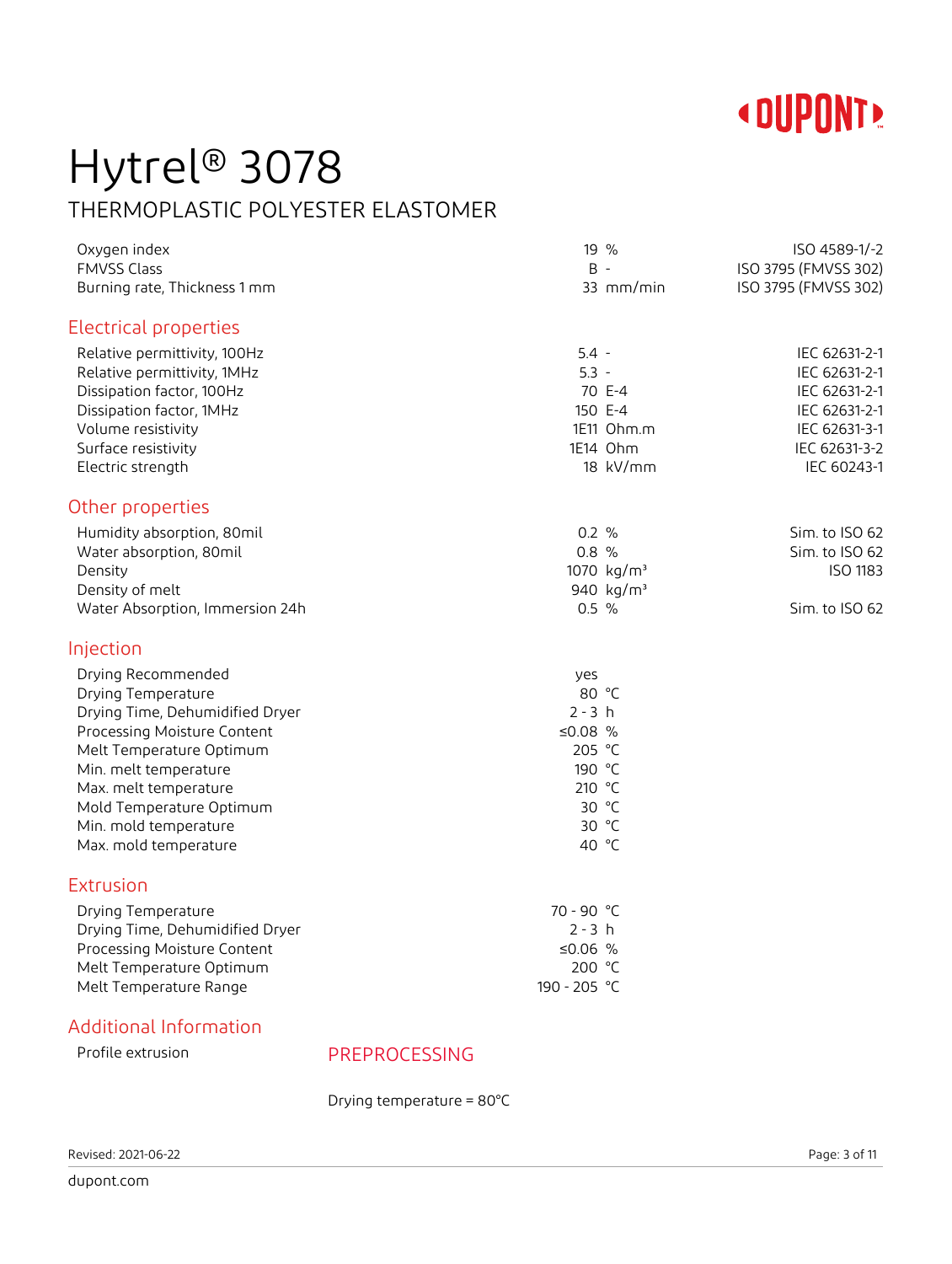# Hytrel® 3078

## THERMOPLASTIC POLYESTER ELASTOMER

| Property | Value | Unit | Test Standard |
|---|---|---|---|
| Oxygen index | 19 | % | ISO 4589-1/-2 |
| FMVSS Class | B | - | ISO 3795 (FMVSS 302) |
| Burning rate, Thickness 1 mm | 33 | mm/min | ISO 3795 (FMVSS 302) |

## Electrical properties

| Property | Value | Unit | Test Standard |
|---|---|---|---|
| Relative permittivity, 100Hz | 5.4 | - | IEC 62631-2-1 |
| Relative permittivity, 1MHz | 5.3 | - | IEC 62631-2-1 |
| Dissipation factor, 100Hz | 70 | E-4 | IEC 62631-2-1 |
| Dissipation factor, 1MHz | 150 | E-4 | IEC 62631-2-1 |
| Volume resistivity | 1E11 | Ohm.m | IEC 62631-3-1 |
| Surface resistivity | 1E14 | Ohm | IEC 62631-3-2 |
| Electric strength | 18 | kV/mm | IEC 60243-1 |

## Other properties

| Property | Value | Unit | Test Standard |
|---|---|---|---|
| Humidity absorption, 80mil | 0.2 | % | Sim. to ISO 62 |
| Water absorption, 80mil | 0.8 | % | Sim. to ISO 62 |
| Density | 1070 | kg/m³ | ISO 1183 |
| Density of melt | 940 | kg/m³ | |
| Water Absorption, Immersion 24h | 0.5 | % | Sim. to ISO 62 |

## Injection

| Property | Value | Unit |
|---|---|---|
| Drying Recommended | yes | |
| Drying Temperature | 80 | °C |
| Drying Time, Dehumidified Dryer | 2 - 3 | h |
| Processing Moisture Content | ≤0.08 | % |
| Melt Temperature Optimum | 205 | °C |
| Min. melt temperature | 190 | °C |
| Max. melt temperature | 210 | °C |
| Mold Temperature Optimum | 30 | °C |
| Min. mold temperature | 30 | °C |
| Max. mold temperature | 40 | °C |

## Extrusion

| Property | Value | Unit |
|---|---|---|
| Drying Temperature | 70 - 90 | °C |
| Drying Time, Dehumidified Dryer | 2 - 3 | h |
| Processing Moisture Content | ≤0.06 | % |
| Melt Temperature Optimum | 200 | °C |
| Melt Temperature Range | 190 - 205 | °C |

## Additional Information

Profile extrusion

### PREPROCESSING

Drying temperature = 80°C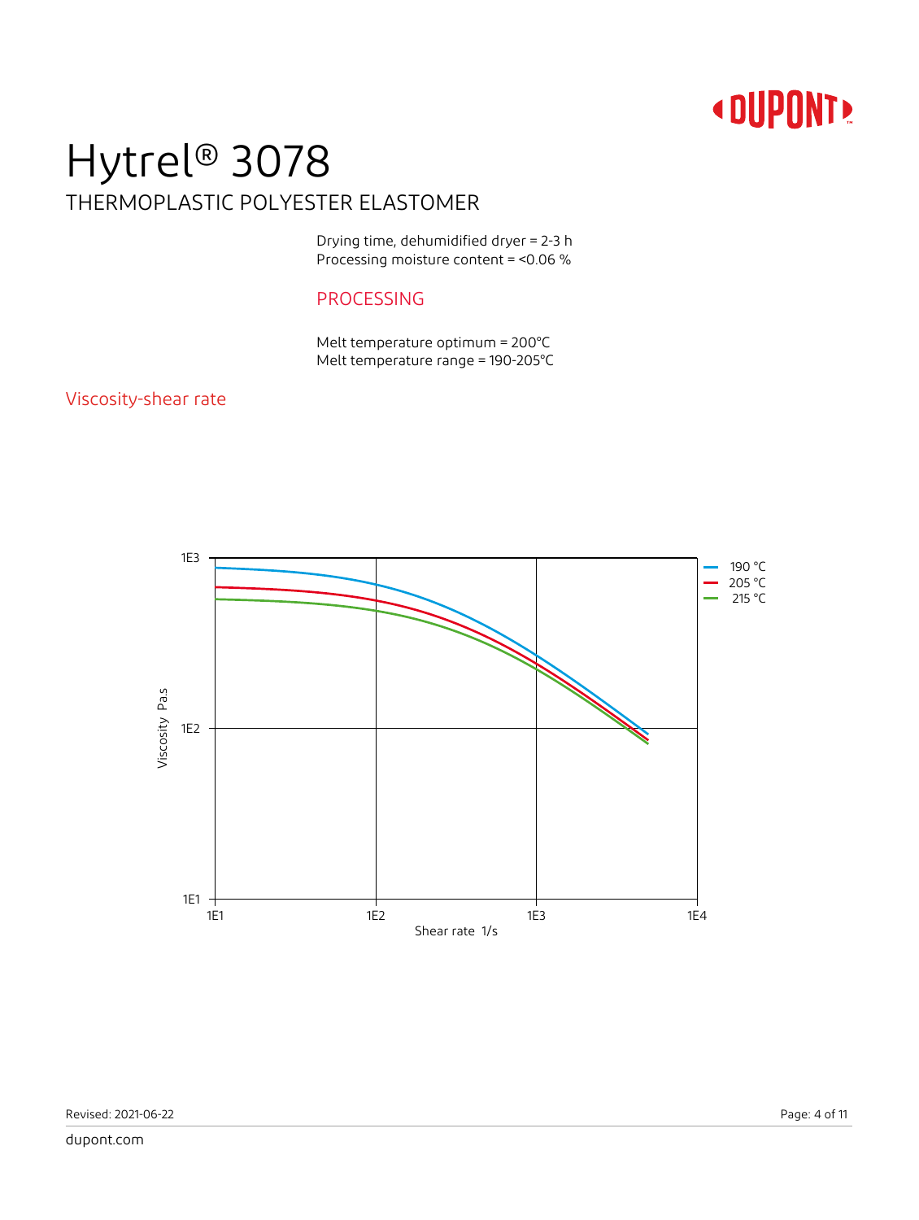# Hytrel® 3078

## THERMOPLASTIC POLYESTER ELASTOMER

Drying time, dehumidified dryer = 2-3 h
Processing moisture content = <0.06 %

### PROCESSING

Melt temperature optimum = 200°C
Melt temperature range = 190-205°C

### Viscosity-shear rate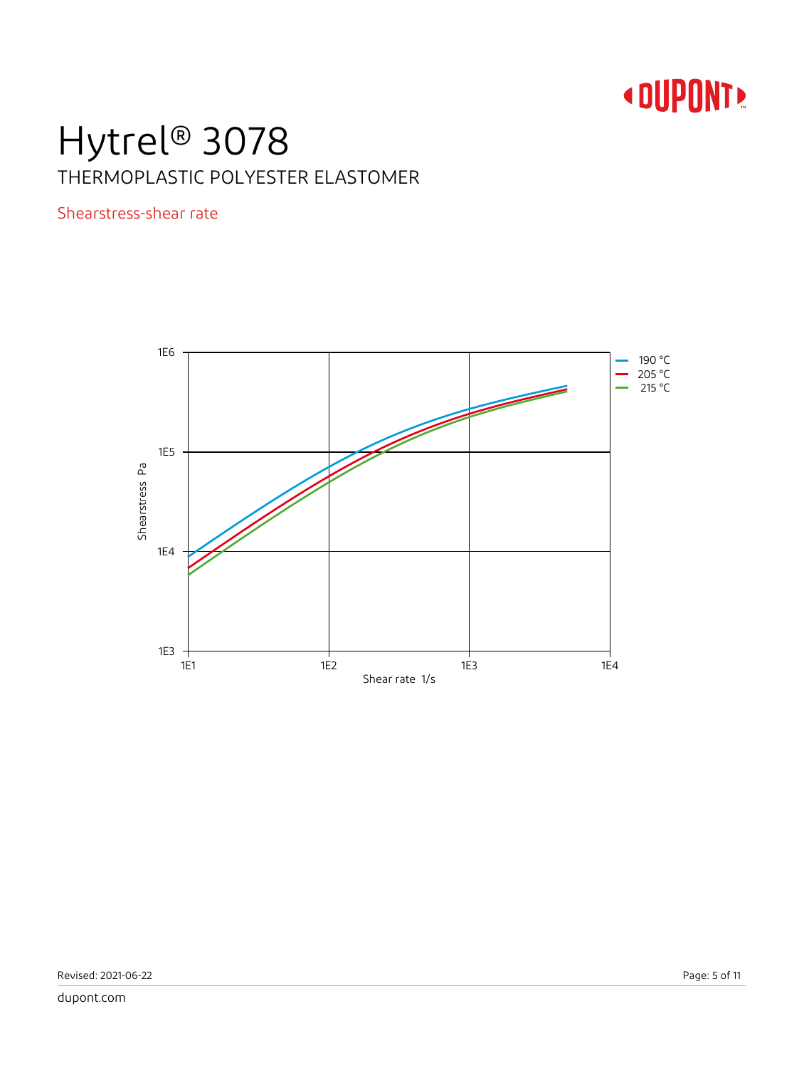# Hytrel® 3078

## THERMOPLASTIC POLYESTER ELASTOMER

### Shearstress-shear rate

1E6

1E5

1E4

1E3

Shearstress Pa

1E1 1E2 1E3 1E4

Shear rate 1/s

190 °C
205 °C
215 °C

Revised: 2021-06-22

dupont.com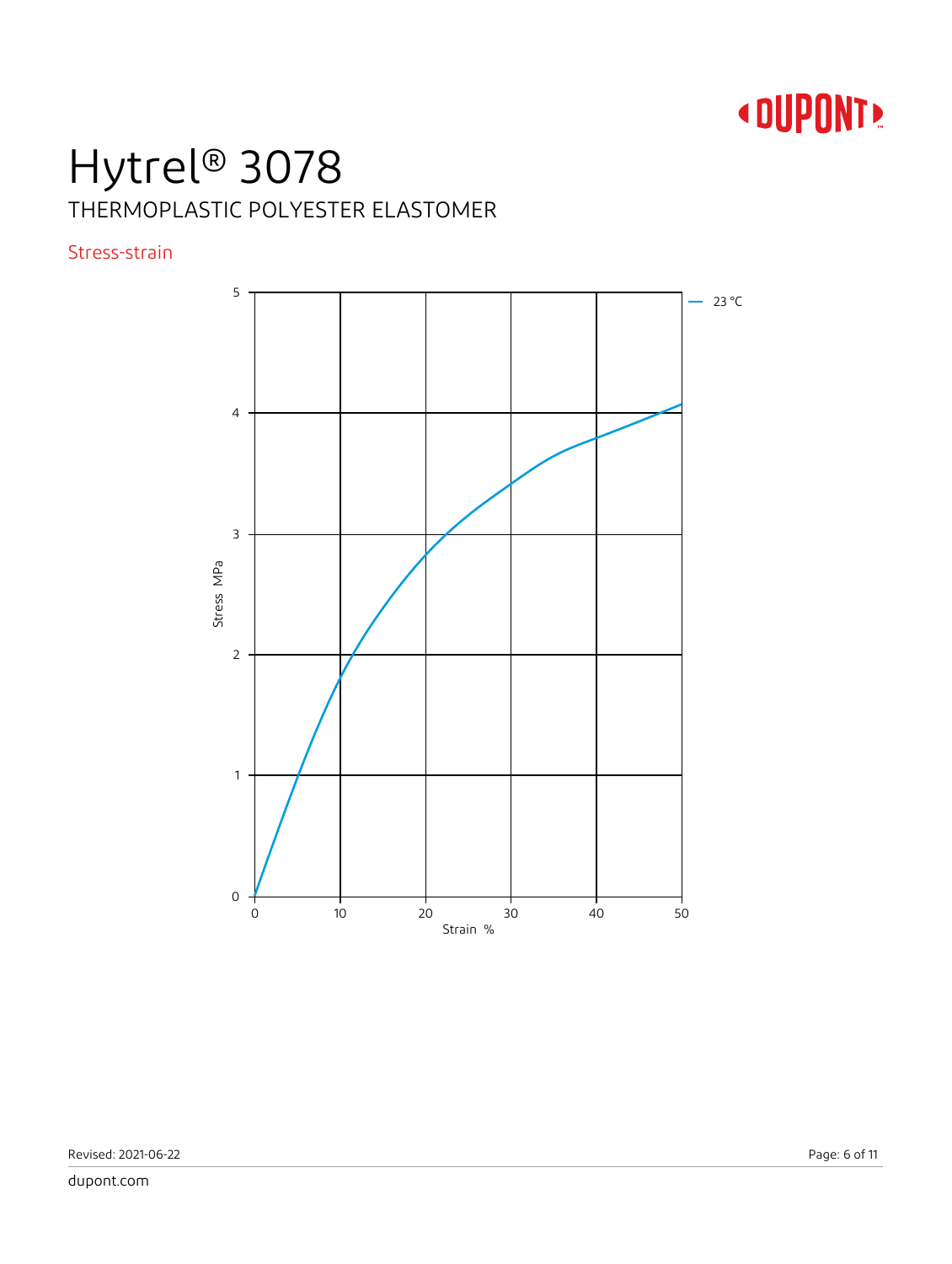# Hytrel® 3078

THERMOPLASTIC POLYESTER ELASTOMER

## Stress-strain

Stress MPa

5

4

3

2

1

0

0 10 20 30 40 50

Strain %

— 23 °C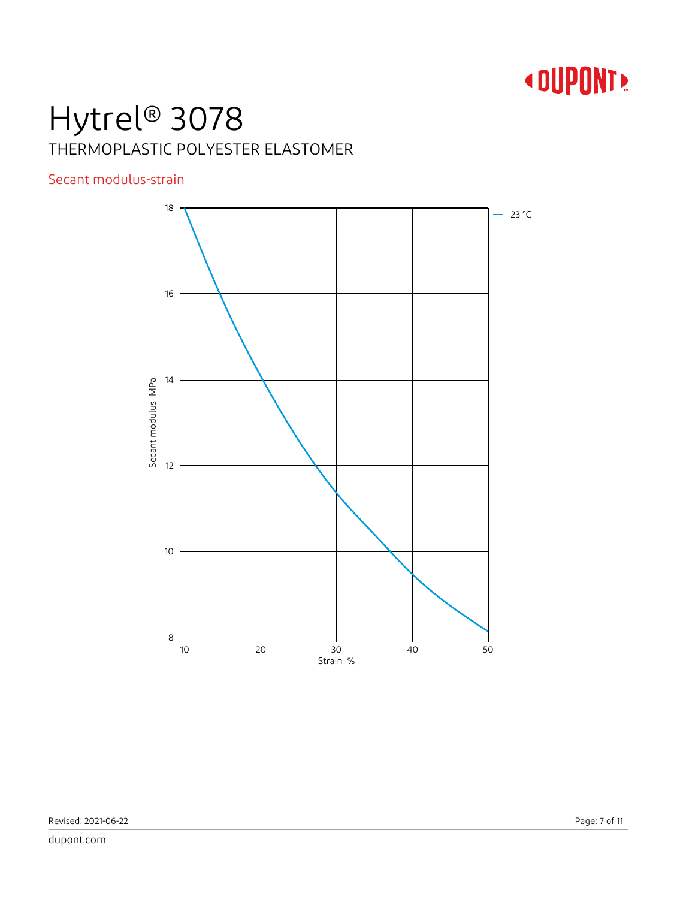# Hytrel® 3078

THERMOPLASTIC POLYESTER ELASTOMER

## Secant modulus-strain

Secant modulus MPa

18
16
14
12
10
8

10 20 30 40 50

Strain %

— 23 °C

Revised: 2021-06-22

dupont.com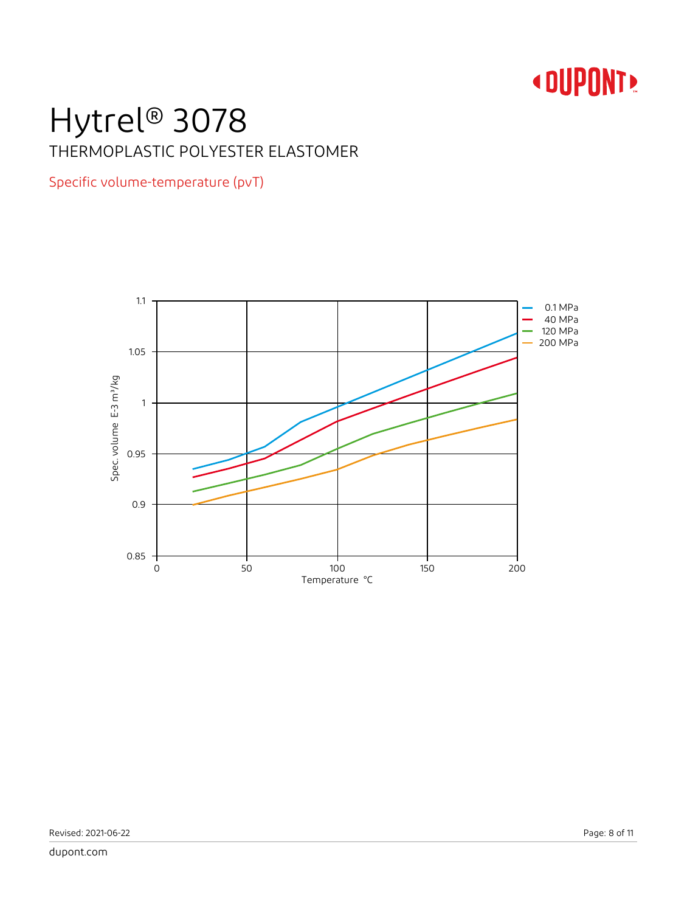# Hytrel® 3078

THERMOPLASTIC POLYESTER ELASTOMER

## Specific volume-temperature (pvT)

Spec. volume E-3 m³/kg

Temperature °C

0.1 MPa
40 MPa
120 MPa
200 MPa

Revised: 2021-06-22

dupont.com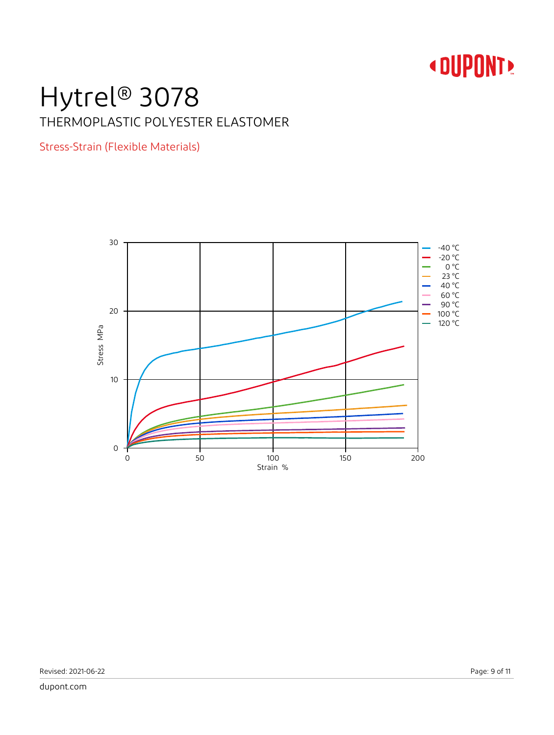# Hytrel® 3078

## THERMOPLASTIC POLYESTER ELASTOMER

### Stress-Strain (Flexible Materials)

Stress MPa

30
20
10
0

0 50 100 150 200

Strain %

- -40 °C
- -20 °C
- 0 °C
- 23 °C
- 40 °C
- 60 °C
- 90 °C
- 100 °C
- 120 °C

Revised: 2021-06-22

dupont.com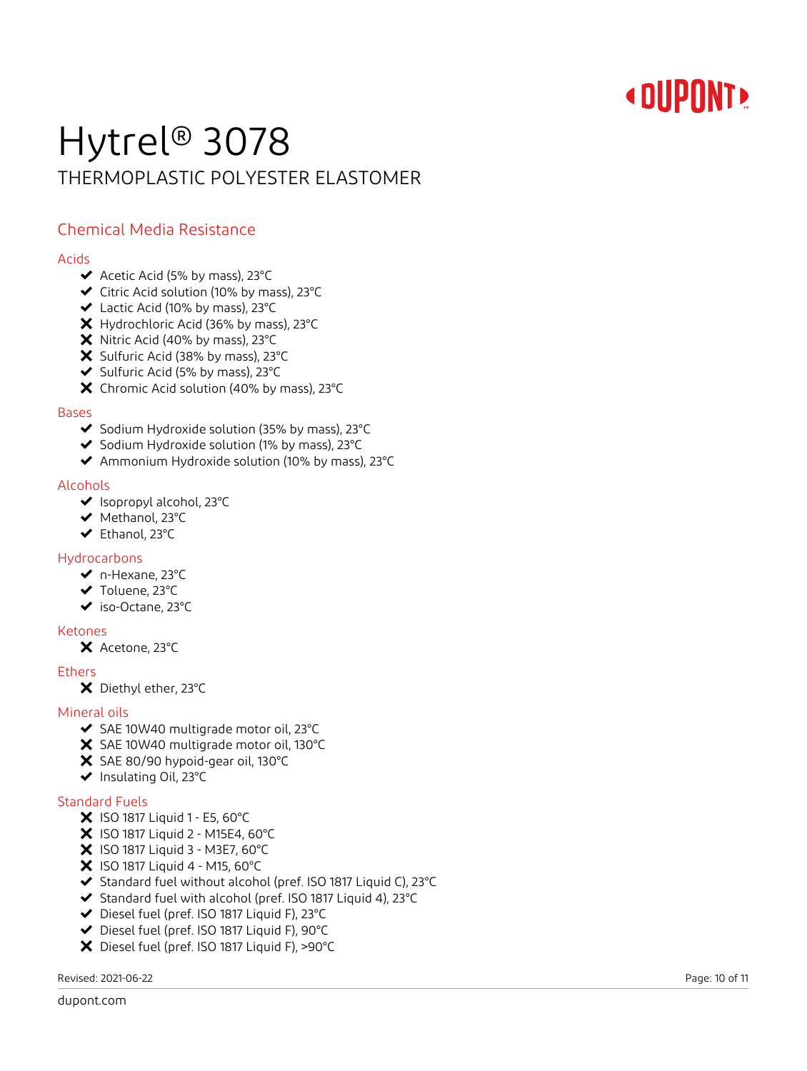# Hytrel® 3078

THERMOPLASTIC POLYESTER ELASTOMER

## Chemical Media Resistance

### Acids

- ✔ Acetic Acid (5% by mass), 23°C
- ✔ Citric Acid solution (10% by mass), 23°C
- ✔ Lactic Acid (10% by mass), 23°C
- ✘ Hydrochloric Acid (36% by mass), 23°C
- ✘ Nitric Acid (40% by mass), 23°C
- ✘ Sulfuric Acid (38% by mass), 23°C
- ✔ Sulfuric Acid (5% by mass), 23°C
- ✘ Chromic Acid solution (40% by mass), 23°C

### Bases

- ✔ Sodium Hydroxide solution (35% by mass), 23°C
- ✔ Sodium Hydroxide solution (1% by mass), 23°C
- ✔ Ammonium Hydroxide solution (10% by mass), 23°C

### Alcohols

- ✔ Isopropyl alcohol, 23°C
- ✔ Methanol, 23°C
- ✔ Ethanol, 23°C

### Hydrocarbons

- ✔ n-Hexane, 23°C
- ✔ Toluene, 23°C
- ✔ iso-Octane, 23°C

### Ketones

- ✘ Acetone, 23°C

### Ethers

- ✘ Diethyl ether, 23°C

### Mineral oils

- ✔ SAE 10W40 multigrade motor oil, 23°C
- ✘ SAE 10W40 multigrade motor oil, 130°C
- ✘ SAE 80/90 hypoid-gear oil, 130°C
- ✔ Insulating Oil, 23°C

### Standard Fuels

- ✘ ISO 1817 Liquid 1 - E5, 60°C
- ✘ ISO 1817 Liquid 2 - M15E4, 60°C
- ✘ ISO 1817 Liquid 3 - M3E7, 60°C
- ✘ ISO 1817 Liquid 4 - M15, 60°C
- ✔ Standard fuel without alcohol (pref. ISO 1817 Liquid C), 23°C
- ✔ Standard fuel with alcohol (pref. ISO 1817 Liquid 4), 23°C
- ✔ Diesel fuel (pref. ISO 1817 Liquid F), 23°C
- ✔ Diesel fuel (pref. ISO 1817 Liquid F), 90°C
- ✘ Diesel fuel (pref. ISO 1817 Liquid F), >90°C

Revised: 2021-06-22

dupont.com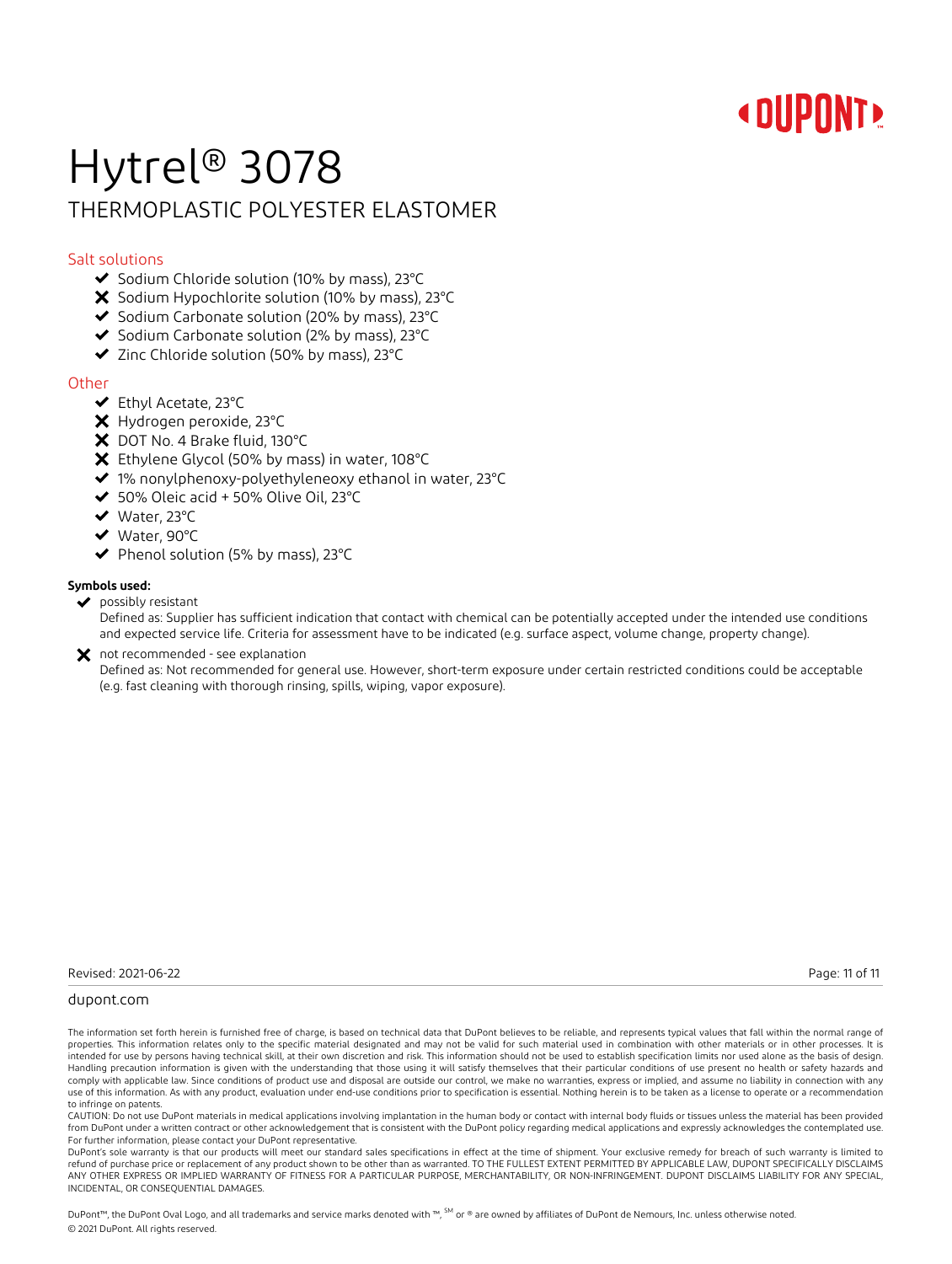# Hytrel® 3078

## THERMOPLASTIC POLYESTER ELASTOMER

### Salt solutions

- ✔ Sodium Chloride solution (10% by mass), 23°C
- ✘ Sodium Hypochlorite solution (10% by mass), 23°C
- ✔ Sodium Carbonate solution (20% by mass), 23°C
- ✔ Sodium Carbonate solution (2% by mass), 23°C
- ✔ Zinc Chloride solution (50% by mass), 23°C

### Other

- ✔ Ethyl Acetate, 23°C
- ✘ Hydrogen peroxide, 23°C
- ✘ DOT No. 4 Brake fluid, 130°C
- ✘ Ethylene Glycol (50% by mass) in water, 108°C
- ✔ 1% nonylphenoxy-polyethyleneoxy ethanol in water, 23°C
- ✔ 50% Oleic acid + 50% Olive Oil, 23°C
- ✔ Water, 23°C
- ✔ Water, 90°C
- ✔ Phenol solution (5% by mass), 23°C

**Symbols used:**

✔ possibly resistant

Defined as: Supplier has sufficient indication that contact with chemical can be potentially accepted under the intended use conditions and expected service life. Criteria for assessment have to be indicated (e.g. surface aspect, volume change, property change).

✘ not recommended - see explanation

Defined as: Not recommended for general use. However, short-term exposure under certain restricted conditions could be acceptable (e.g. fast cleaning with thorough rinsing, spills, wiping, vapor exposure).

Revised: 2021-06-22

dupont.com

The information set forth herein is furnished free of charge, is based on technical data that DuPont believes to be reliable, and represents typical values that fall within the normal range of properties. This information relates only to the specific material designated and may not be valid for such material used in combination with other materials or in other processes. It is intended for use by persons having technical skill, at their own discretion and risk. This information should not be used to establish specification limits nor used alone as the basis of design. Handling precaution information is given with the understanding that those using it will satisfy themselves that their particular conditions of use present no health or safety hazards and comply with applicable law. Since conditions of product use and disposal are outside our control, we make no warranties, express or implied, and assume no liability in connection with any use of this information. As with any product, evaluation under end-use conditions prior to specification is essential. Nothing herein is to be taken as a license to operate or a recommendation to infringe on patents.

CAUTION: Do not use DuPont materials in medical applications involving implantation in the human body or contact with internal body fluids or tissues unless the material has been provided from DuPont under a written contract or other acknowledgement that is consistent with the DuPont policy regarding medical applications and expressly acknowledges the contemplated use. For further information, please contact your DuPont representative.

DuPont's sole warranty is that our products will meet our standard sales specifications in effect at the time of shipment. Your exclusive remedy for breach of such warranty is limited to refund of purchase price or replacement of any product shown to be other than as warranted. TO THE FULLEST EXTENT PERMITTED BY APPLICABLE LAW, DUPONT SPECIFICALLY DISCLAIMS ANY OTHER EXPRESS OR IMPLIED WARRANTY OF FITNESS FOR A PARTICULAR PURPOSE, MERCHANTABILITY, OR NON-INFRINGEMENT. DUPONT DISCLAIMS LIABILITY FOR ANY SPECIAL, INCIDENTAL, OR CONSEQUENTIAL DAMAGES.

DuPont™, the DuPont Oval Logo, and all trademarks and service marks denoted with ™, SM or ® are owned by affiliates of DuPont de Nemours, Inc. unless otherwise noted.

© 2021 DuPont. All rights reserved.